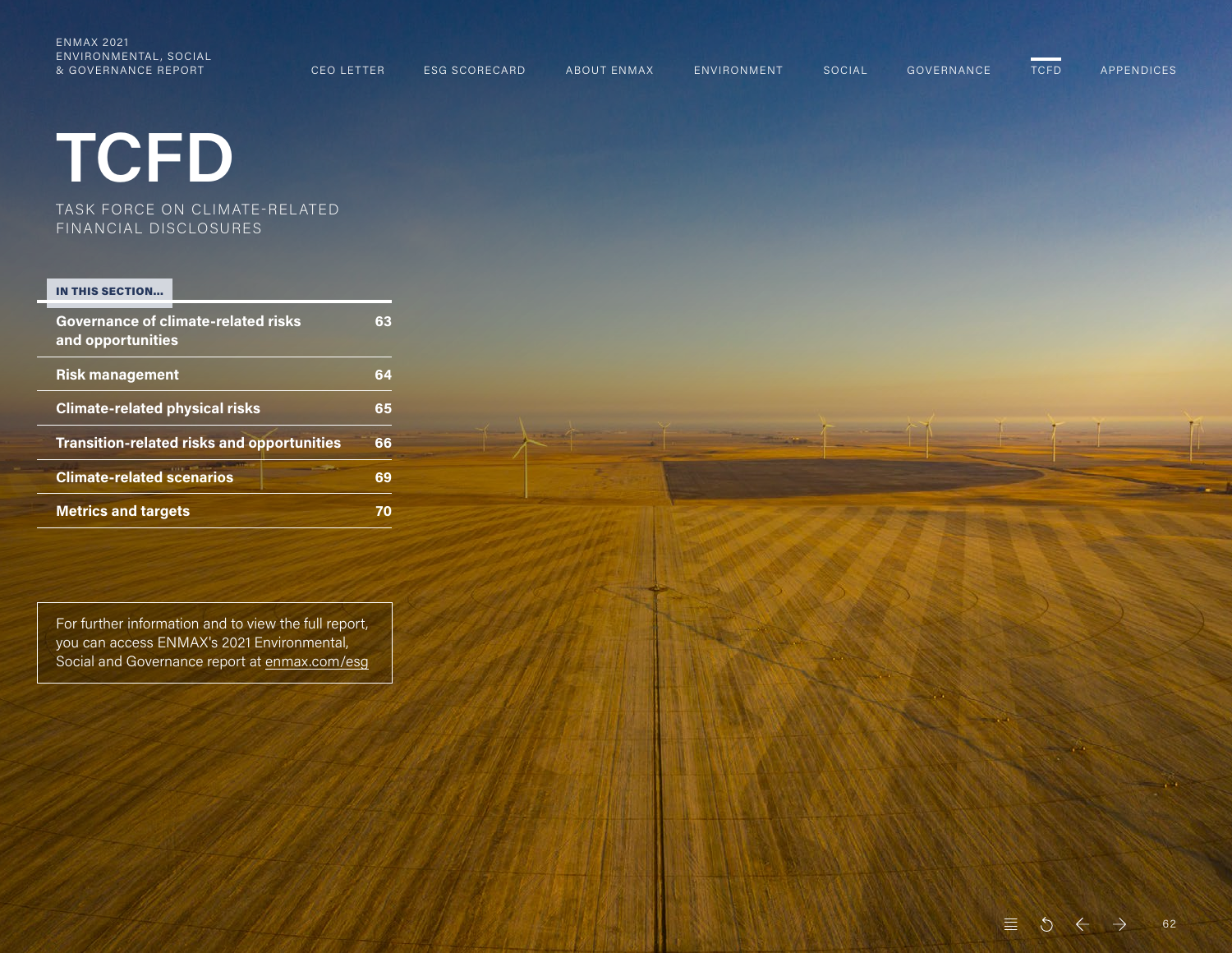# TCFD

TASK FORCE ON CLIMATE-RELATED FINANCIAL DISCLOSURES

**IN THIS SECTION...**

| | |
|---|---|
| **Governance of climate-related risks and opportunities** | **63** |
| **Risk management** | **64** |
| **Climate-related physical risks** | **65** |
| **Transition-related risks and opportunities** | **66** |
| **Climate-related scenarios** | **69** |
| **Metrics and targets** | **70** |

For further information and to view the full report, you can access ENMAX's 2021 Environmental, Social and Governance report at enmax.com/esg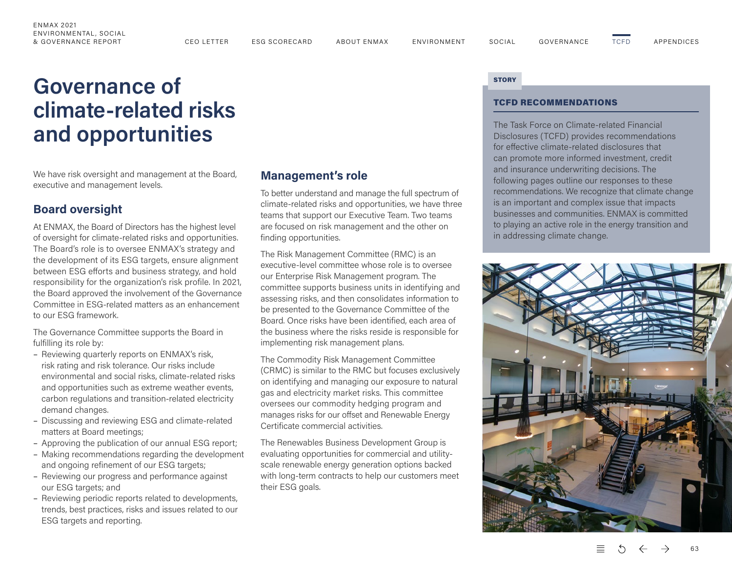# Governance of climate-related risks and opportunities

We have risk oversight and management at the Board, executive and management levels.

## Board oversight

At ENMAX, the Board of Directors has the highest level of oversight for climate-related risks and opportunities. The Board's role is to oversee ENMAX's strategy and the development of its ESG targets, ensure alignment between ESG efforts and business strategy, and hold responsibility for the organization's risk profile. In 2021, the Board approved the involvement of the Governance Committee in ESG-related matters as an enhancement to our ESG framework.

The Governance Committee supports the Board in fulfilling its role by:

- Reviewing quarterly reports on ENMAX's risk, risk rating and risk tolerance. Our risks include environmental and social risks, climate-related risks and opportunities such as extreme weather events, carbon regulations and transition-related electricity demand changes.
- Discussing and reviewing ESG and climate-related matters at Board meetings;
- Approving the publication of our annual ESG report;
- Making recommendations regarding the development and ongoing refinement of our ESG targets;
- Reviewing our progress and performance against our ESG targets; and
- Reviewing periodic reports related to developments, trends, best practices, risks and issues related to our ESG targets and reporting.

## Management's role

To better understand and manage the full spectrum of climate-related risks and opportunities, we have three teams that support our Executive Team. Two teams are focused on risk management and the other on finding opportunities.

The Risk Management Committee (RMC) is an executive-level committee whose role is to oversee our Enterprise Risk Management program. The committee supports business units in identifying and assessing risks, and then consolidates information to be presented to the Governance Committee of the Board. Once risks have been identified, each area of the business where the risks reside is responsible for implementing risk management plans.

The Commodity Risk Management Committee (CRMC) is similar to the RMC but focuses exclusively on identifying and managing our exposure to natural gas and electricity market risks. This committee oversees our commodity hedging program and manages risks for our offset and Renewable Energy Certificate commercial activities.

The Renewables Business Development Group is evaluating opportunities for commercial and utility-scale renewable energy generation options backed with long-term contracts to help our customers meet their ESG goals.

STORY

### TCFD RECOMMENDATIONS

The Task Force on Climate-related Financial Disclosures (TCFD) provides recommendations for effective climate-related disclosures that can promote more informed investment, credit and insurance underwriting decisions. The following pages outline our responses to these recommendations. We recognize that climate change is an important and complex issue that impacts businesses and communities. ENMAX is committed to playing an active role in the energy transition and in addressing climate change.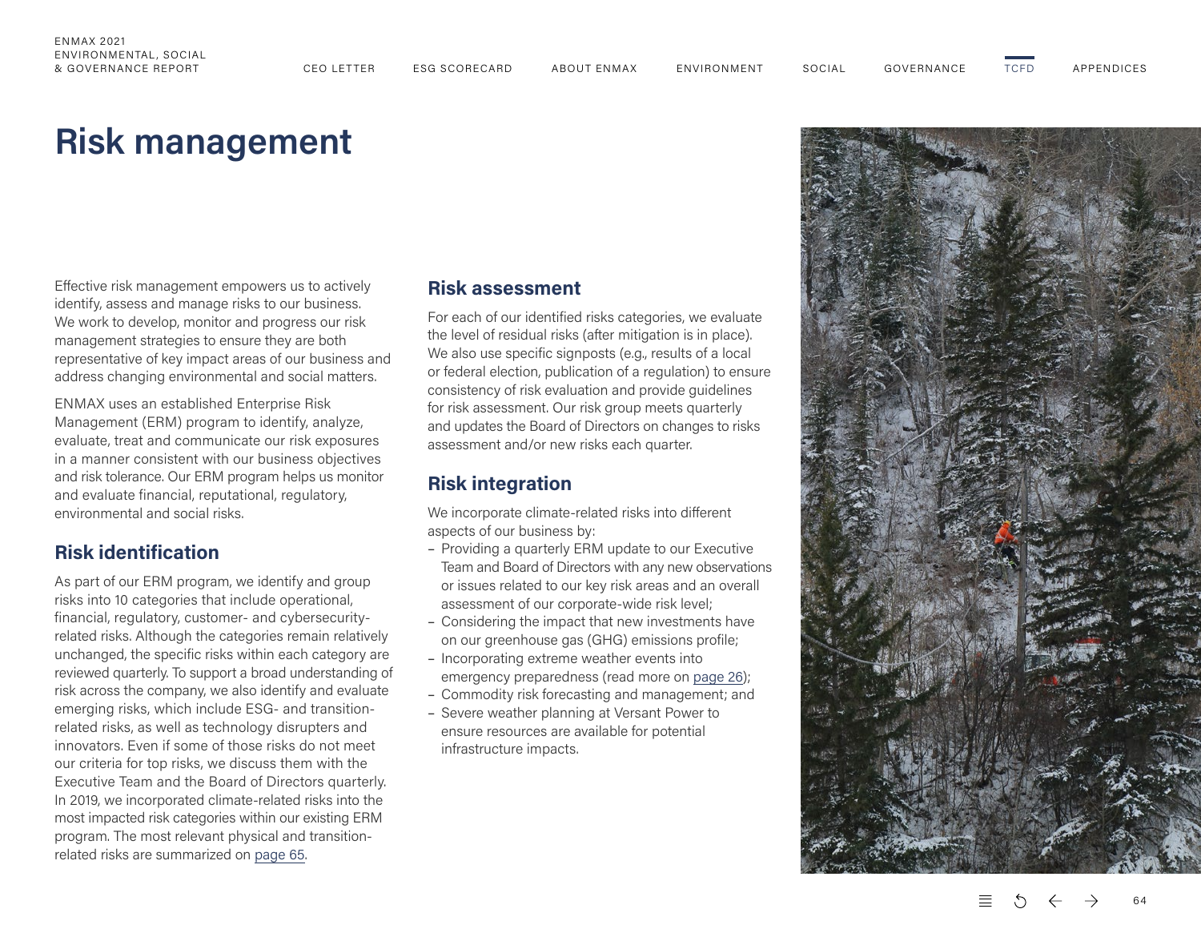# Risk management

Effective risk management empowers us to actively identify, assess and manage risks to our business. We work to develop, monitor and progress our risk management strategies to ensure they are both representative of key impact areas of our business and address changing environmental and social matters.

ENMAX uses an established Enterprise Risk Management (ERM) program to identify, analyze, evaluate, treat and communicate our risk exposures in a manner consistent with our business objectives and risk tolerance. Our ERM program helps us monitor and evaluate financial, reputational, regulatory, environmental and social risks.

## Risk identification

As part of our ERM program, we identify and group risks into 10 categories that include operational, financial, regulatory, customer- and cybersecurity-related risks. Although the categories remain relatively unchanged, the specific risks within each category are reviewed quarterly. To support a broad understanding of risk across the company, we also identify and evaluate emerging risks, which include ESG- and transition-related risks, as well as technology disrupters and innovators. Even if some of those risks do not meet our criteria for top risks, we discuss them with the Executive Team and the Board of Directors quarterly. In 2019, we incorporated climate-related risks into the most impacted risk categories within our existing ERM program. The most relevant physical and transition-related risks are summarized on page 65.

## Risk assessment

For each of our identified risks categories, we evaluate the level of residual risks (after mitigation is in place). We also use specific signposts (e.g., results of a local or federal election, publication of a regulation) to ensure consistency of risk evaluation and provide guidelines for risk assessment. Our risk group meets quarterly and updates the Board of Directors on changes to risks assessment and/or new risks each quarter.

## Risk integration

We incorporate climate-related risks into different aspects of our business by:

- Providing a quarterly ERM update to our Executive Team and Board of Directors with any new observations or issues related to our key risk areas and an overall assessment of our corporate-wide risk level;
- Considering the impact that new investments have on our greenhouse gas (GHG) emissions profile;
- Incorporating extreme weather events into emergency preparedness (read more on page 26);
- Commodity risk forecasting and management; and
- Severe weather planning at Versant Power to ensure resources are available for potential infrastructure impacts.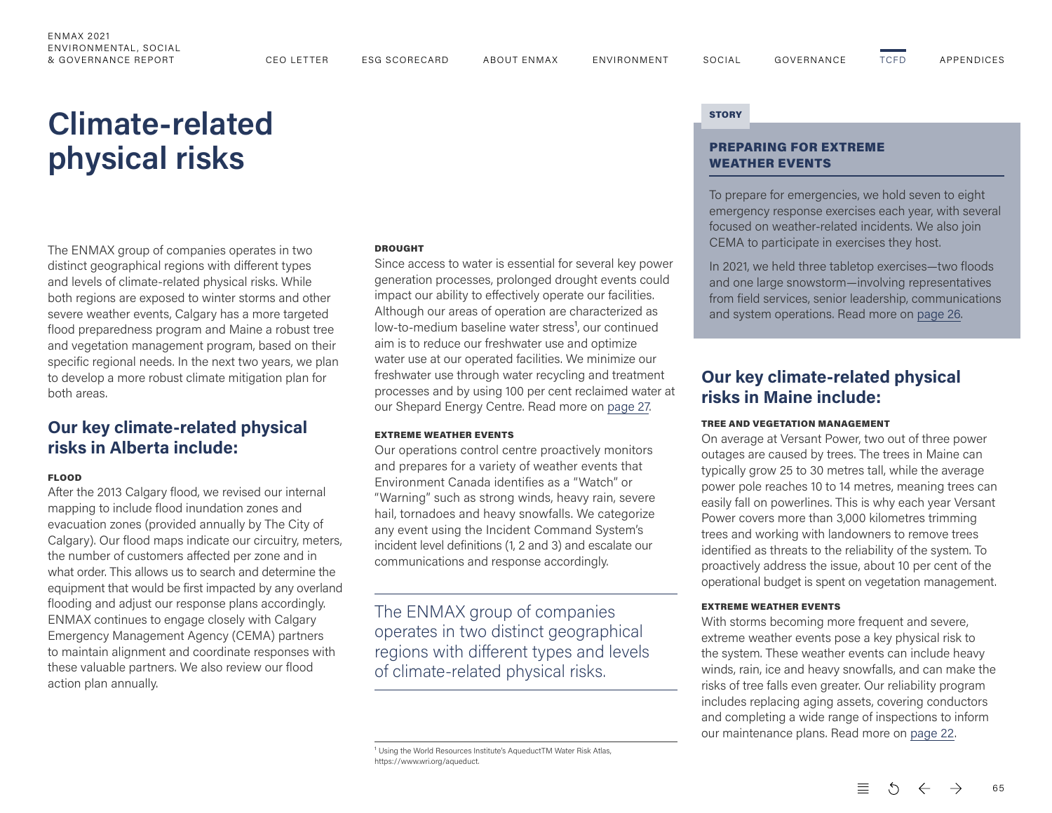# Climate-related physical risks

The ENMAX group of companies operates in two distinct geographical regions with different types and levels of climate-related physical risks. While both regions are exposed to winter storms and other severe weather events, Calgary has a more targeted flood preparedness program and Maine a robust tree and vegetation management program, based on their specific regional needs. In the next two years, we plan to develop a more robust climate mitigation plan for both areas.

## Our key climate-related physical risks in Alberta include:

**FLOOD**

After the 2013 Calgary flood, we revised our internal mapping to include flood inundation zones and evacuation zones (provided annually by The City of Calgary). Our flood maps indicate our circuitry, meters, the number of customers affected per zone and in what order. This allows us to search and determine the equipment that would be first impacted by any overland flooding and adjust our response plans accordingly. ENMAX continues to engage closely with Calgary Emergency Management Agency (CEMA) partners to maintain alignment and coordinate responses with these valuable partners. We also review our flood action plan annually.

**DROUGHT**

Since access to water is essential for several key power generation processes, prolonged drought events could impact our ability to effectively operate our facilities. Although our areas of operation are characterized as low-to-medium baseline water stress[1], our continued aim is to reduce our freshwater use and optimize water use at our operated facilities. We minimize our freshwater use through water recycling and treatment processes and by using 100 per cent reclaimed water at our Shepard Energy Centre. Read more on page 27.

**EXTREME WEATHER EVENTS**

Our operations control centre proactively monitors and prepares for a variety of weather events that Environment Canada identifies as a "Watch" or "Warning" such as strong winds, heavy rain, severe hail, tornadoes and heavy snowfalls. We categorize any event using the Incident Command System's incident level definitions (1, 2 and 3) and escalate our communications and response accordingly.

> The ENMAX group of companies operates in two distinct geographical regions with different types and levels of climate-related physical risks.

[1] Using the World Resources Institute's AqueductTM Water Risk Atlas, https://www.wri.org/aqueduct.

**STORY**

### PREPARING FOR EXTREME WEATHER EVENTS

To prepare for emergencies, we hold seven to eight emergency response exercises each year, with several focused on weather-related incidents. We also join CEMA to participate in exercises they host.

In 2021, we held three tabletop exercises—two floods and one large snowstorm—involving representatives from field services, senior leadership, communications and system operations. Read more on page 26.

## Our key climate-related physical risks in Maine include:

**TREE AND VEGETATION MANAGEMENT**

On average at Versant Power, two out of three power outages are caused by trees. The trees in Maine can typically grow 25 to 30 metres tall, while the average power pole reaches 10 to 14 metres, meaning trees can easily fall on powerlines. This is why each year Versant Power covers more than 3,000 kilometres trimming trees and working with landowners to remove trees identified as threats to the reliability of the system. To proactively address the issue, about 10 per cent of the operational budget is spent on vegetation management.

**EXTREME WEATHER EVENTS**

With storms becoming more frequent and severe, extreme weather events pose a key physical risk to the system. These weather events can include heavy winds, rain, ice and heavy snowfalls, and can make the risks of tree falls even greater. Our reliability program includes replacing aging assets, covering conductors and completing a wide range of inspections to inform our maintenance plans. Read more on page 22.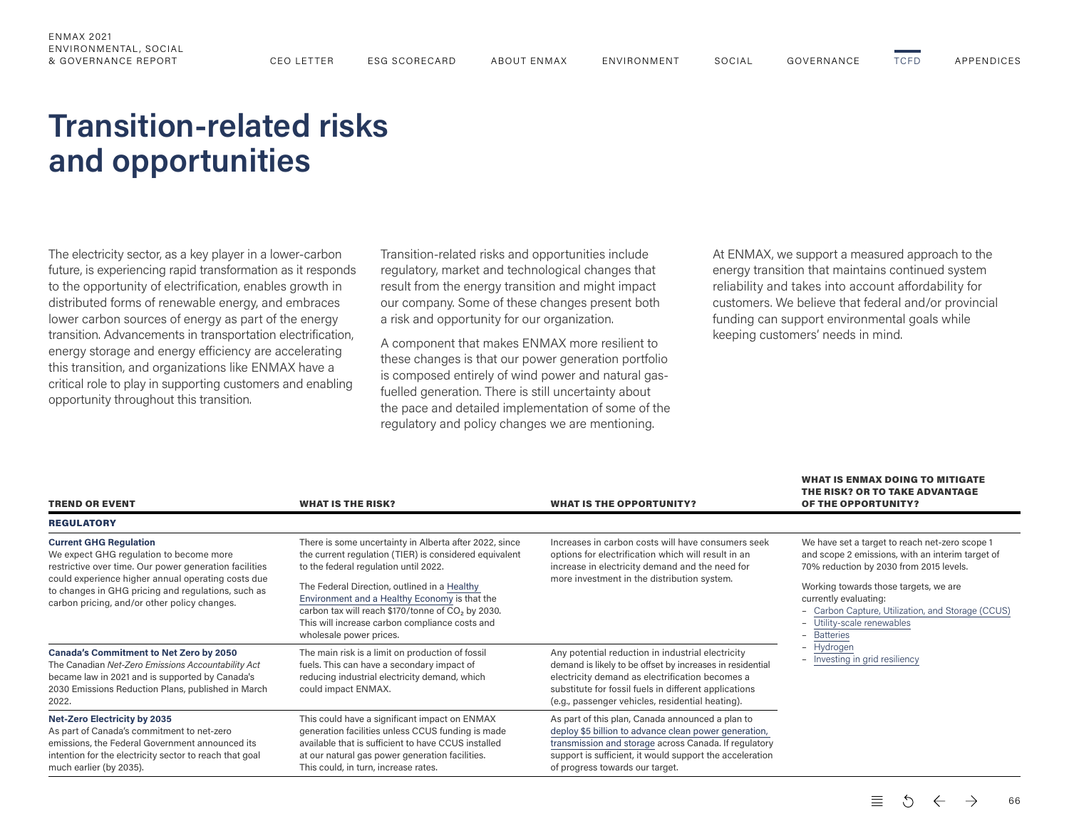# Transition-related risks and opportunities

The electricity sector, as a key player in a lower-carbon future, is experiencing rapid transformation as it responds to the opportunity of electrification, enables growth in distributed forms of renewable energy, and embraces lower carbon sources of energy as part of the energy transition. Advancements in transportation electrification, energy storage and energy efficiency are accelerating this transition, and organizations like ENMAX have a critical role to play in supporting customers and enabling opportunity throughout this transition.

Transition-related risks and opportunities include regulatory, market and technological changes that result from the energy transition and might impact our company. Some of these changes present both a risk and opportunity for our organization.

A component that makes ENMAX more resilient to these changes is that our power generation portfolio is composed entirely of wind power and natural gas-fuelled generation. There is still uncertainty about the pace and detailed implementation of some of the regulatory and policy changes we are mentioning.

At ENMAX, we support a measured approach to the energy transition that maintains continued system reliability and takes into account affordability for customers. We believe that federal and/or provincial funding can support environmental goals while keeping customers' needs in mind.

| TREND OR EVENT | WHAT IS THE RISK? | WHAT IS THE OPPORTUNITY? | WHAT IS ENMAX DOING TO MITIGATE THE RISK? OR TO TAKE ADVANTAGE OF THE OPPORTUNITY? |
|---|---|---|---|
| **REGULATORY** | | | |
| **Current GHG Regulation**<br>We expect GHG regulation to become more restrictive over time. Our power generation facilities could experience higher annual operating costs due to changes in GHG pricing and regulations, such as carbon pricing, and/or other policy changes. | There is some uncertainty in Alberta after 2022, since the current regulation (TIER) is considered equivalent to the federal regulation until 2022.<br><br>The Federal Direction, outlined in a Healthy Environment and a Healthy Economy is that the carbon tax will reach $170/tonne of $CO_2$ by 2030. This will increase carbon compliance costs and wholesale power prices. | Increases in carbon costs will have consumers seek options for electrification which will result in an increase in electricity demand and the need for more investment in the distribution system. | We have set a target to reach net-zero scope 1 and scope 2 emissions, with an interim target of 70% reduction by 2030 from 2015 levels.<br><br>Working towards those targets, we are currently evaluating:<br>– Carbon Capture, Utilization, and Storage (CCUS)<br>– Utility-scale renewables<br>– Batteries<br>– Hydrogen<br>– Investing in grid resiliency |
| **Canada's Commitment to Net Zero by 2050**<br>The Canadian *Net-Zero Emissions Accountability Act* became law in 2021 and is supported by Canada's 2030 Emissions Reduction Plans, published in March 2022. | The main risk is a limit on production of fossil fuels. This can have a secondary impact of reducing industrial electricity demand, which could impact ENMAX. | Any potential reduction in industrial electricity demand is likely to be offset by increases in residential electricity demand as electrification becomes a substitute for fossil fuels in different applications (e.g., passenger vehicles, residential heating). | |
| **Net-Zero Electricity by 2035**<br>As part of Canada's commitment to net-zero emissions, the Federal Government announced its intention for the electricity sector to reach that goal much earlier (by 2035). | This could have a significant impact on ENMAX generation facilities unless CCUS funding is made available that is sufficient to have CCUS installed at our natural gas power generation facilities. This could, in turn, increase rates. | As part of this plan, Canada announced a plan to deploy $5 billion to advance clean power generation, transmission and storage across Canada. If regulatory support is sufficient, it would support the acceleration of progress towards our target. | |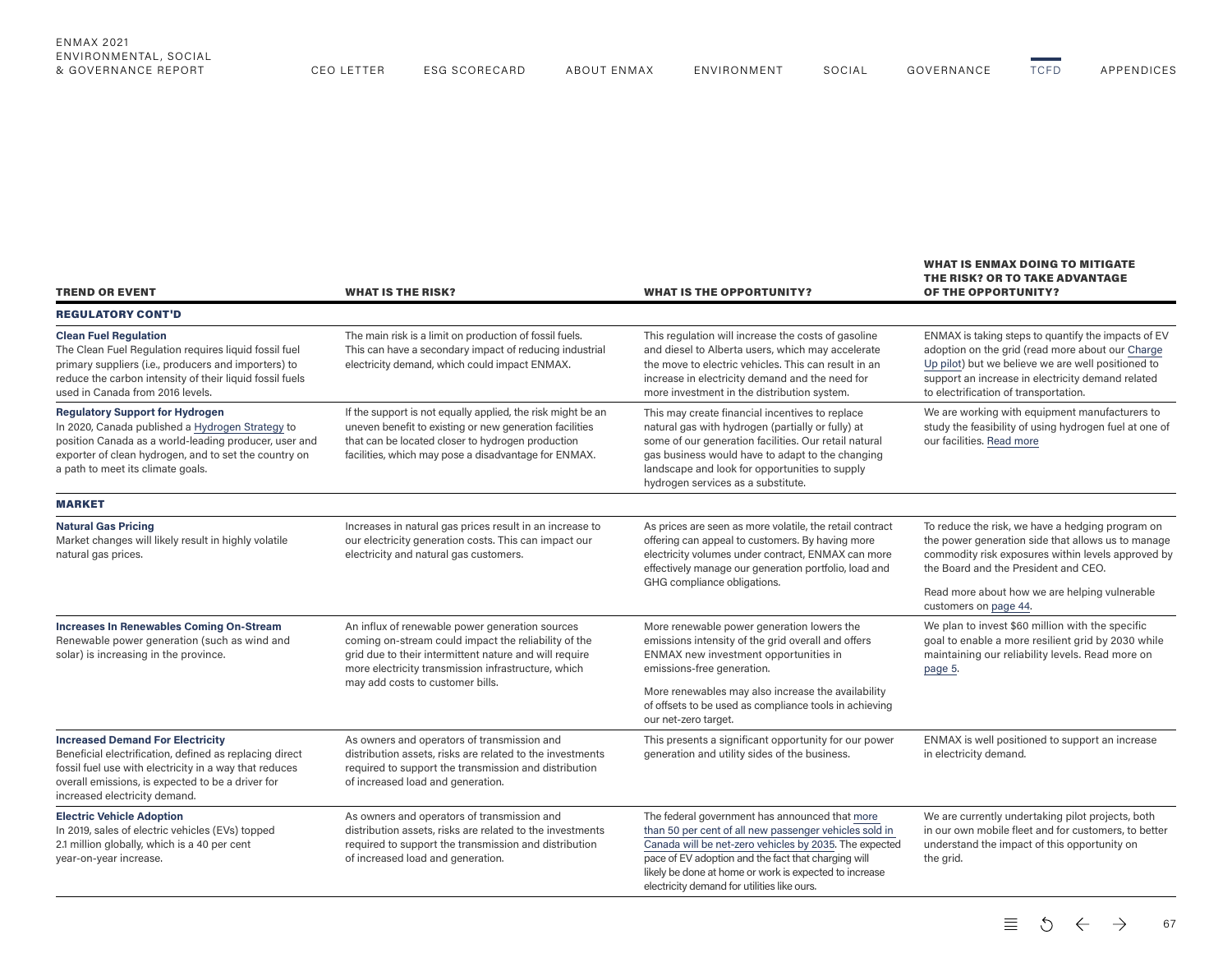| TREND OR EVENT | WHAT IS THE RISK? | WHAT IS THE OPPORTUNITY? | WHAT IS ENMAX DOING TO MITIGATE THE RISK? OR TO TAKE ADVANTAGE OF THE OPPORTUNITY? |
|---|---|---|---|
| **REGULATORY CONT'D** | | | |
| **Clean Fuel Regulation**<br>The Clean Fuel Regulation requires liquid fossil fuel primary suppliers (i.e., producers and importers) to reduce the carbon intensity of their liquid fossil fuels used in Canada from 2016 levels. | The main risk is a limit on production of fossil fuels. This can have a secondary impact of reducing industrial electricity demand, which could impact ENMAX. | This regulation will increase the costs of gasoline and diesel to Alberta users, which may accelerate the move to electric vehicles. This can result in an increase in electricity demand and the need for more investment in the distribution system. | ENMAX is taking steps to quantify the impacts of EV adoption on the grid (read more about our Charge Up pilot) but we believe we are well positioned to support an increase in electricity demand related to electrification of transportation. |
| **Regulatory Support for Hydrogen**<br>In 2020, Canada published a Hydrogen Strategy to position Canada as a world-leading producer, user and exporter of clean hydrogen, and to set the country on a path to meet its climate goals. | If the support is not equally applied, the risk might be an uneven benefit to existing or new generation facilities that can be located closer to hydrogen production facilities, which may pose a disadvantage for ENMAX. | This may create financial incentives to replace natural gas with hydrogen (partially or fully) at some of our generation facilities. Our retail natural gas business would have to adapt to the changing landscape and look for opportunities to supply hydrogen services as a substitute. | We are working with equipment manufacturers to study the feasibility of using hydrogen fuel at one of our facilities. Read more |
| **MARKET** | | | |
| **Natural Gas Pricing**<br>Market changes will likely result in highly volatile natural gas prices. | Increases in natural gas prices result in an increase to our electricity generation costs. This can impact our electricity and natural gas customers. | As prices are seen as more volatile, the retail contract offering can appeal to customers. By having more electricity volumes under contract, ENMAX can more effectively manage our generation portfolio, load and GHG compliance obligations. | To reduce the risk, we have a hedging program on the power generation side that allows us to manage commodity risk exposures within levels approved by the Board and the President and CEO.<br><br>Read more about how we are helping vulnerable customers on page 44. |
| **Increases In Renewables Coming On-Stream**<br>Renewable power generation (such as wind and solar) is increasing in the province. | An influx of renewable power generation sources coming on-stream could impact the reliability of the grid due to their intermittent nature and will require more electricity transmission infrastructure, which may add costs to customer bills. | More renewable power generation lowers the emissions intensity of the grid overall and offers ENMAX new investment opportunities in emissions-free generation.<br><br>More renewables may also increase the availability of offsets to be used as compliance tools in achieving our net-zero target. | We plan to invest $60 million with the specific goal to enable a more resilient grid by 2030 while maintaining our reliability levels. Read more on page 5. |
| **Increased Demand For Electricity**<br>Beneficial electrification, defined as replacing direct fossil fuel use with electricity in a way that reduces overall emissions, is expected to be a driver for increased electricity demand. | As owners and operators of transmission and distribution assets, risks are related to the investments required to support the transmission and distribution of increased load and generation. | This presents a significant opportunity for our power generation and utility sides of the business. | ENMAX is well positioned to support an increase in electricity demand. |
| **Electric Vehicle Adoption**<br>In 2019, sales of electric vehicles (EVs) topped 2.1 million globally, which is a 40 per cent year-on-year increase. | As owners and operators of transmission and distribution assets, risks are related to the investments required to support the transmission and distribution of increased load and generation. | The federal government has announced that more than 50 per cent of all new passenger vehicles sold in Canada will be net-zero vehicles by 2035. The expected pace of EV adoption and the fact that charging will likely be done at home or work is expected to increase electricity demand for utilities like ours. | We are currently undertaking pilot projects, both in our own mobile fleet and for customers, to better understand the impact of this opportunity on the grid. |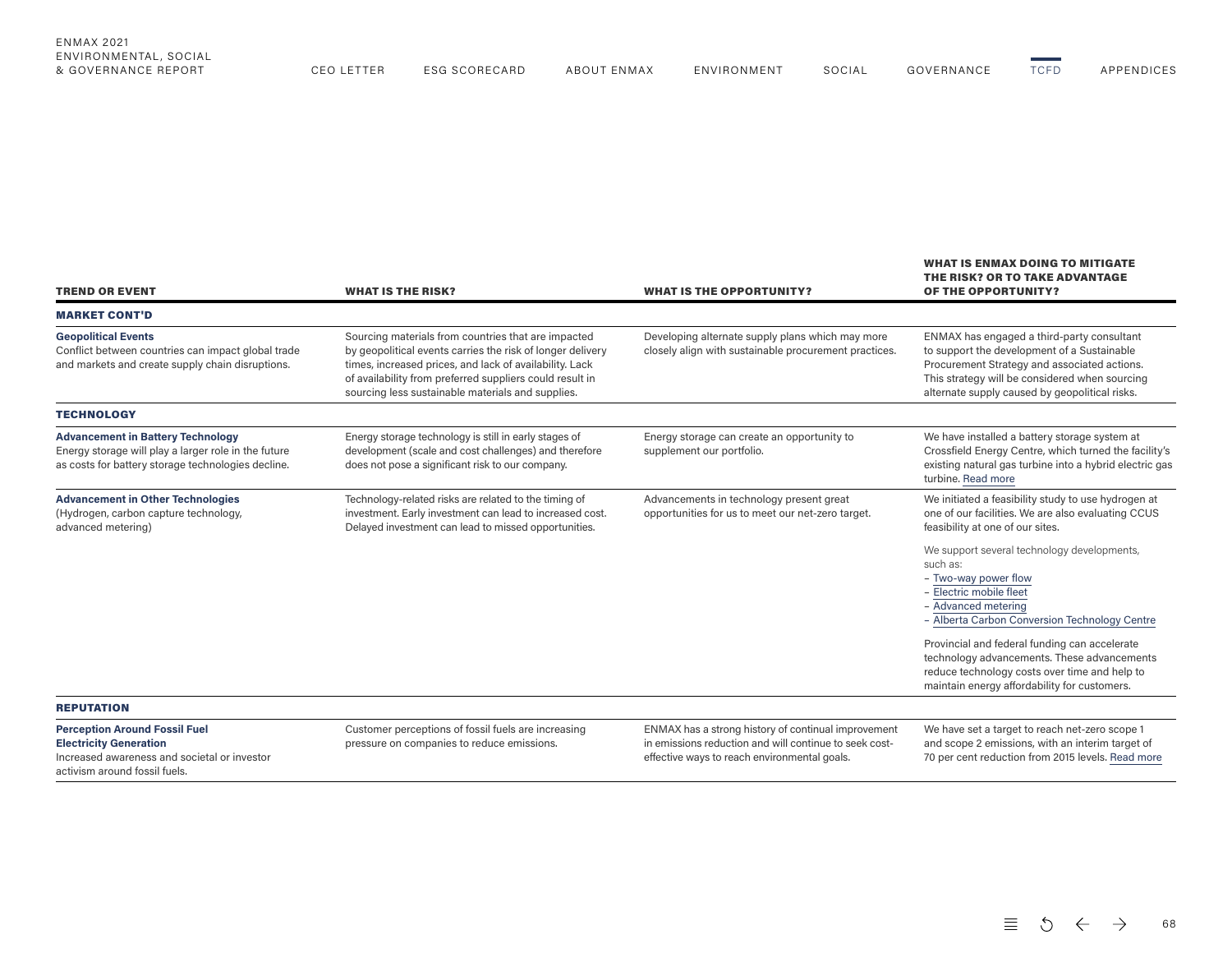| TREND OR EVENT | WHAT IS THE RISK? | WHAT IS THE OPPORTUNITY? | WHAT IS ENMAX DOING TO MITIGATE THE RISK? OR TO TAKE ADVANTAGE OF THE OPPORTUNITY? |
|---|---|---|---|
| **MARKET CONT'D** | | | |
| **Geopolitical Events** Conflict between countries can impact global trade and markets and create supply chain disruptions. | Sourcing materials from countries that are impacted by geopolitical events carries the risk of longer delivery times, increased prices, and lack of availability. Lack of availability from preferred suppliers could result in sourcing less sustainable materials and supplies. | Developing alternate supply plans which may more closely align with sustainable procurement practices. | ENMAX has engaged a third-party consultant to support the development of a Sustainable Procurement Strategy and associated actions. This strategy will be considered when sourcing alternate supply caused by geopolitical risks. |
| **TECHNOLOGY** | | | |
| **Advancement in Battery Technology** Energy storage will play a larger role in the future as costs for battery storage technologies decline. | Energy storage technology is still in early stages of development (scale and cost challenges) and therefore does not pose a significant risk to our company. | Energy storage can create an opportunity to supplement our portfolio. | We have installed a battery storage system at Crossfield Energy Centre, which turned the facility's existing natural gas turbine into a hybrid electric gas turbine. Read more |
| **Advancement in Other Technologies** (Hydrogen, carbon capture technology, advanced metering) | Technology-related risks are related to the timing of investment. Early investment can lead to increased cost. Delayed investment can lead to missed opportunities. | Advancements in technology present great opportunities for us to meet our net-zero target. | We initiated a feasibility study to use hydrogen at one of our facilities. We are also evaluating CCUS feasibility at one of our sites.<br><br>We support several technology developments, such as:<br>– Two-way power flow<br>– Electric mobile fleet<br>– Advanced metering<br>– Alberta Carbon Conversion Technology Centre<br><br>Provincial and federal funding can accelerate technology advancements. These advancements reduce technology costs over time and help to maintain energy affordability for customers. |
| **REPUTATION** | | | |
| **Perception Around Fossil Fuel Electricity Generation** Increased awareness and societal or investor activism around fossil fuels. | Customer perceptions of fossil fuels are increasing pressure on companies to reduce emissions. | ENMAX has a strong history of continual improvement in emissions reduction and will continue to seek cost-effective ways to reach environmental goals. | We have set a target to reach net-zero scope 1 and scope 2 emissions, with an interim target of 70 per cent reduction from 2015 levels. Read more |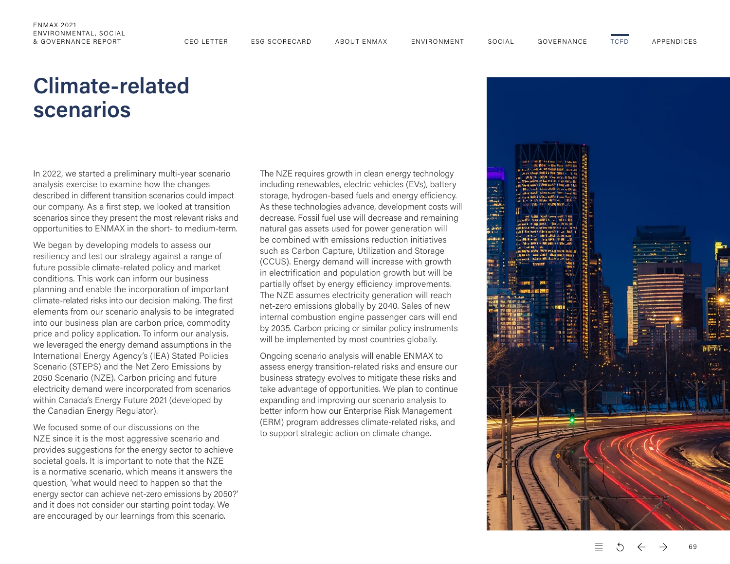# Climate-related scenarios

In 2022, we started a preliminary multi-year scenario analysis exercise to examine how the changes described in different transition scenarios could impact our company. As a first step, we looked at transition scenarios since they present the most relevant risks and opportunities to ENMAX in the short- to medium-term.

We began by developing models to assess our resiliency and test our strategy against a range of future possible climate-related policy and market conditions. This work can inform our business planning and enable the incorporation of important climate-related risks into our decision making. The first elements from our scenario analysis to be integrated into our business plan are carbon price, commodity price and policy application. To inform our analysis, we leveraged the energy demand assumptions in the International Energy Agency's (IEA) Stated Policies Scenario (STEPS) and the Net Zero Emissions by 2050 Scenario (NZE). Carbon pricing and future electricity demand were incorporated from scenarios within Canada's Energy Future 2021 (developed by the Canadian Energy Regulator).

We focused some of our discussions on the NZE since it is the most aggressive scenario and provides suggestions for the energy sector to achieve societal goals. It is important to note that the NZE is a normative scenario, which means it answers the question, 'what would need to happen so that the energy sector can achieve net-zero emissions by 2050?' and it does not consider our starting point today. We are encouraged by our learnings from this scenario.

The NZE requires growth in clean energy technology including renewables, electric vehicles (EVs), battery storage, hydrogen-based fuels and energy efficiency. As these technologies advance, development costs will decrease. Fossil fuel use will decrease and remaining natural gas assets used for power generation will be combined with emissions reduction initiatives such as Carbon Capture, Utilization and Storage (CCUS). Energy demand will increase with growth in electrification and population growth but will be partially offset by energy efficiency improvements. The NZE assumes electricity generation will reach net-zero emissions globally by 2040. Sales of new internal combustion engine passenger cars will end by 2035. Carbon pricing or similar policy instruments will be implemented by most countries globally.

Ongoing scenario analysis will enable ENMAX to assess energy transition-related risks and ensure our business strategy evolves to mitigate these risks and take advantage of opportunities. We plan to continue expanding and improving our scenario analysis to better inform how our Enterprise Risk Management (ERM) program addresses climate-related risks, and to support strategic action on climate change.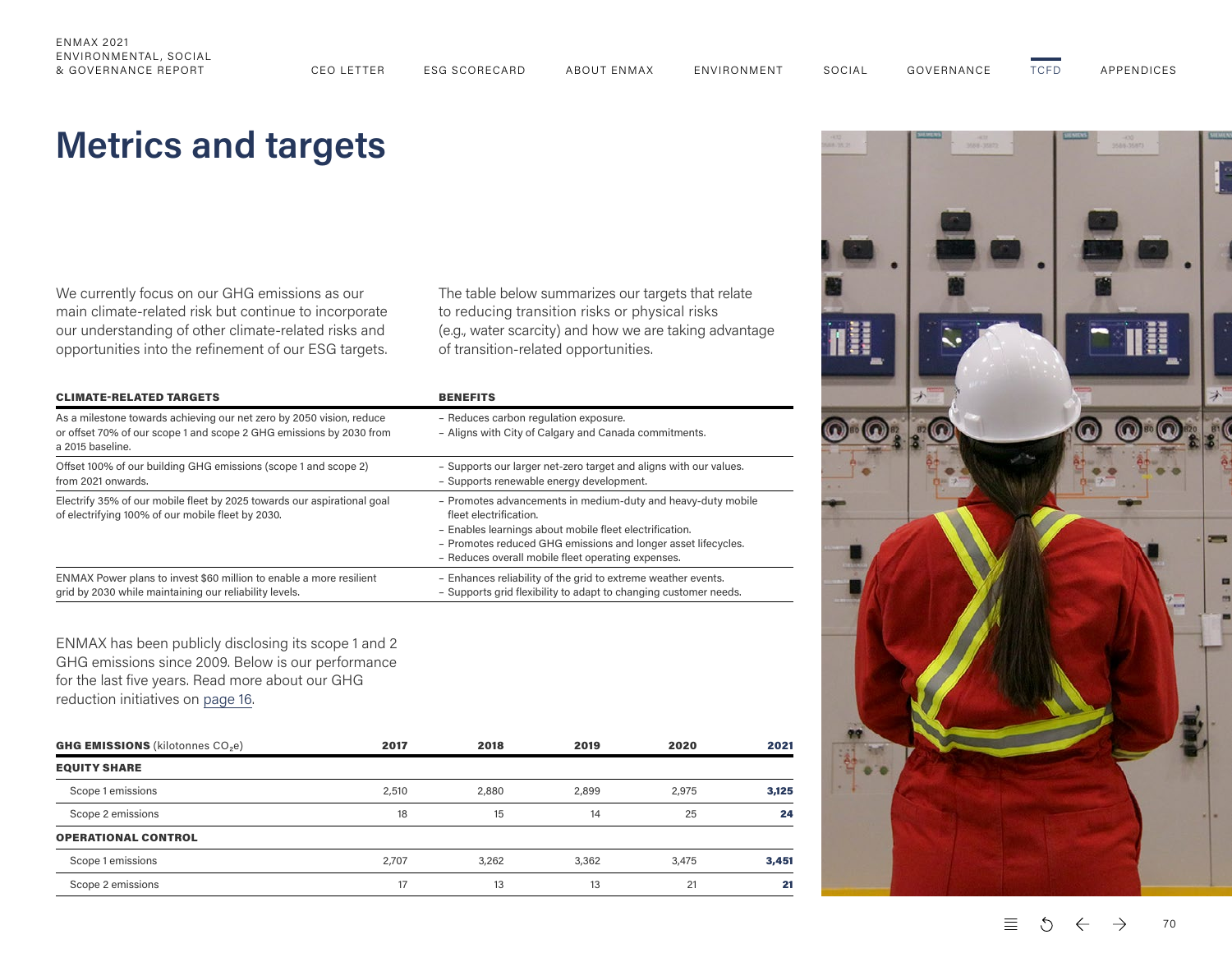# Metrics and targets

We currently focus on our GHG emissions as our main climate-related risk but continue to incorporate our understanding of other climate-related risks and opportunities into the refinement of our ESG targets.

The table below summarizes our targets that relate to reducing transition risks or physical risks (e.g., water scarcity) and how we are taking advantage of transition-related opportunities.

| CLIMATE-RELATED TARGETS | BENEFITS |
|---|---|
| As a milestone towards achieving our net zero by 2050 vision, reduce or offset 70% of our scope 1 and scope 2 GHG emissions by 2030 from a 2015 baseline. | – Reduces carbon regulation exposure.<br>– Aligns with City of Calgary and Canada commitments. |
| Offset 100% of our building GHG emissions (scope 1 and scope 2) from 2021 onwards. | – Supports our larger net-zero target and aligns with our values.<br>– Supports renewable energy development. |
| Electrify 35% of our mobile fleet by 2025 towards our aspirational goal of electrifying 100% of our mobile fleet by 2030. | – Promotes advancements in medium-duty and heavy-duty mobile fleet electrification.<br>– Enables learnings about mobile fleet electrification.<br>– Promotes reduced GHG emissions and longer asset lifecycles.<br>– Reduces overall mobile fleet operating expenses. |
| ENMAX Power plans to invest $60 million to enable a more resilient grid by 2030 while maintaining our reliability levels. | – Enhances reliability of the grid to extreme weather events.<br>– Supports grid flexibility to adapt to changing customer needs. |

ENMAX has been publicly disclosing its scope 1 and 2 GHG emissions since 2009. Below is our performance for the last five years. Read more about our GHG reduction initiatives on page 16.

| **GHG EMISSIONS** (kilotonnes $CO_2e$) | 2017 | 2018 | 2019 | 2020 | 2021 |
|---|---|---|---|---|---|
| **EQUITY SHARE** | | | | | |
| Scope 1 emissions | 2,510 | 2,880 | 2,899 | 2,975 | **3,125** |
| Scope 2 emissions | 18 | 15 | 14 | 25 | **24** |
| **OPERATIONAL CONTROL** | | | | | |
| Scope 1 emissions | 2,707 | 3,262 | 3,362 | 3,475 | **3,451** |
| Scope 2 emissions | 17 | 13 | 13 | 21 | **21** |